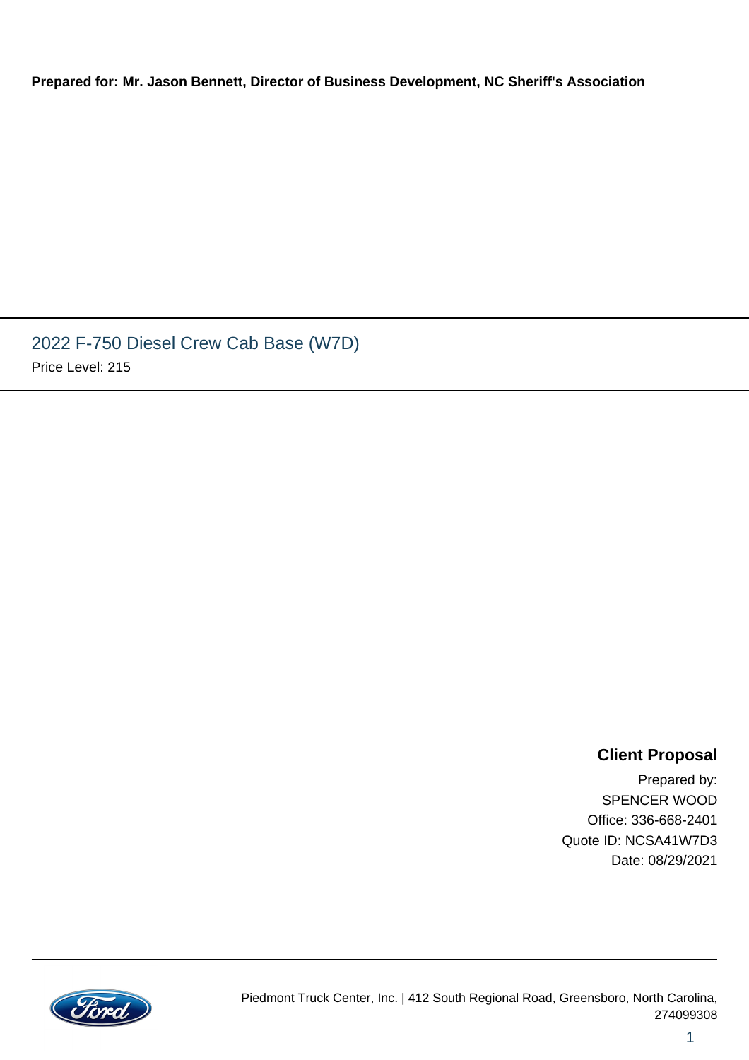**Prepared for: Mr. Jason Bennett, Director of Business Development, NC Sheriff's Association**

## 2022 F-750 Diesel Crew Cab Base (W7D)

Price Level: 215

**Client Proposal**

Prepared by:
SPENCER WOOD
Office: 336-668-2401
Quote ID: NCSA41W7D3
Date: 08/29/2021

Piedmont Truck Center, Inc. | 412 South Regional Road, Greensboro, North Carolina, 274099308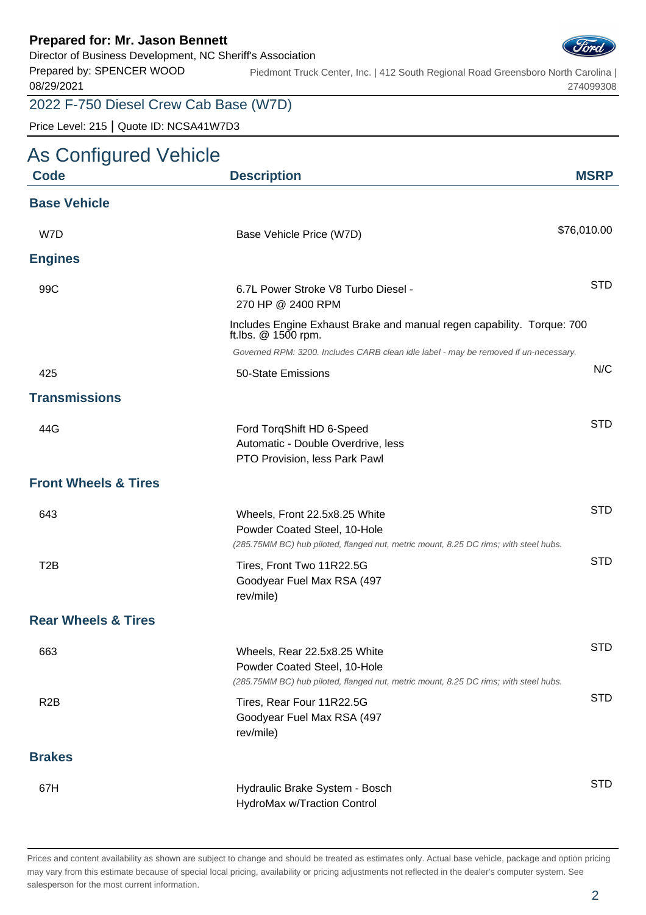**Prepared for: Mr. Jason Bennett**
Director of Business Development, NC Sheriff's Association
Prepared by: SPENCER WOOD
08/29/2021

Piedmont Truck Center, Inc. | 412 South Regional Road Greensboro North Carolina | 274099308

## 2022 F-750 Diesel Crew Cab Base (W7D)

Price Level: 215 | Quote ID: NCSA41W7D3

# As Configured Vehicle

| Code | Description | MSRP |
|---|---|---|
| **Base Vehicle** | | |
| W7D | Base Vehicle Price (W7D) | $76,010.00 |
| **Engines** | | |
| 99C | 6.7L Power Stroke V8 Turbo Diesel - 270 HP @ 2400 RPM<br>Includes Engine Exhaust Brake and manual regen capability. Torque: 700 ft.lbs. @ 1500 rpm.<br>*Governed RPM: 3200. Includes CARB clean idle label - may be removed if un-necessary.* | STD |
| 425 | 50-State Emissions | N/C |
| **Transmissions** | | |
| 44G | Ford TorqShift HD 6-Speed Automatic - Double Overdrive, less PTO Provision, less Park Pawl | STD |
| **Front Wheels & Tires** | | |
| 643 | Wheels, Front 22.5x8.25 White Powder Coated Steel, 10-Hole<br>*(285.75MM BC) hub piloted, flanged nut, metric mount, 8.25 DC rims; with steel hubs.* | STD |
| T2B | Tires, Front Two 11R22.5G Goodyear Fuel Max RSA (497 rev/mile) | STD |
| **Rear Wheels & Tires** | | |
| 663 | Wheels, Rear 22.5x8.25 White Powder Coated Steel, 10-Hole<br>*(285.75MM BC) hub piloted, flanged nut, metric mount, 8.25 DC rims; with steel hubs.* | STD |
| R2B | Tires, Rear Four 11R22.5G Goodyear Fuel Max RSA (497 rev/mile) | STD |
| **Brakes** | | |
| 67H | Hydraulic Brake System - Bosch HydroMax w/Traction Control | STD |

Prices and content availability as shown are subject to change and should be treated as estimates only. Actual base vehicle, package and option pricing may vary from this estimate because of special local pricing, availability or pricing adjustments not reflected in the dealer's computer system. See salesperson for the most current information.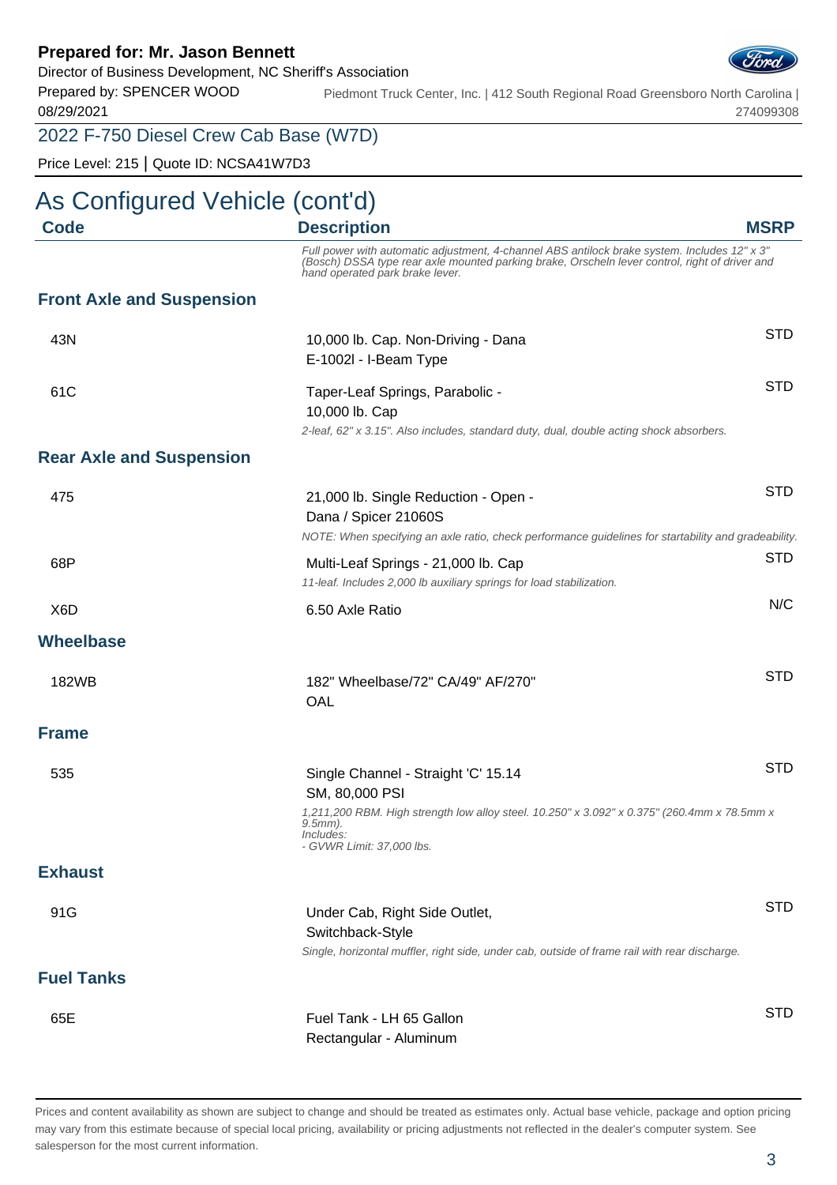**Prepared for: Mr. Jason Bennett**
Director of Business Development, NC Sheriff's Association
Prepared by: SPENCER WOOD
08/29/2021

Piedmont Truck Center, Inc. | 412 South Regional Road Greensboro North Carolina | 274099308

## 2022 F-750 Diesel Crew Cab Base (W7D)

Price Level: 215 | Quote ID: NCSA41W7D3

# As Configured Vehicle (cont'd)

| Code | Description | MSRP |
|---|---|---|
| | *Full power with automatic adjustment, 4-channel ABS antilock brake system. Includes 12" x 3" (Bosch) DSSA type rear axle mounted parking brake, Orscheln lever control, right of driver and hand operated park brake lever.* | |
| **Front Axle and Suspension** | | |
| 43N | 10,000 lb. Cap. Non-Driving - Dana E-1002I - I-Beam Type | STD |
| 61C | Taper-Leaf Springs, Parabolic - 10,000 lb. Cap<br>*2-leaf, 62" x 3.15". Also includes, standard duty, dual, double acting shock absorbers.* | STD |
| **Rear Axle and Suspension** | | |
| 475 | 21,000 lb. Single Reduction - Open - Dana / Spicer 21060S<br>*NOTE: When specifying an axle ratio, check performance guidelines for startability and gradeability.* | STD |
| 68P | Multi-Leaf Springs - 21,000 lb. Cap<br>*11-leaf. Includes 2,000 lb auxiliary springs for load stabilization.* | STD |
| X6D | 6.50 Axle Ratio | N/C |
| **Wheelbase** | | |
| 182WB | 182" Wheelbase/72" CA/49" AF/270" OAL | STD |
| **Frame** | | |
| 535 | Single Channel - Straight 'C' 15.14 SM, 80,000 PSI<br>*1,211,200 RBM. High strength low alloy steel. 10.250" x 3.092" x 0.375" (260.4mm x 78.5mm x 9.5mm).*<br>*Includes:*<br>*- GVWR Limit: 37,000 lbs.* | STD |
| **Exhaust** | | |
| 91G | Under Cab, Right Side Outlet, Switchback-Style<br>*Single, horizontal muffler, right side, under cab, outside of frame rail with rear discharge.* | STD |
| **Fuel Tanks** | | |
| 65E | Fuel Tank - LH 65 Gallon Rectangular - Aluminum | STD |

Prices and content availability as shown are subject to change and should be treated as estimates only. Actual base vehicle, package and option pricing may vary from this estimate because of special local pricing, availability or pricing adjustments not reflected in the dealer's computer system. See salesperson for the most current information.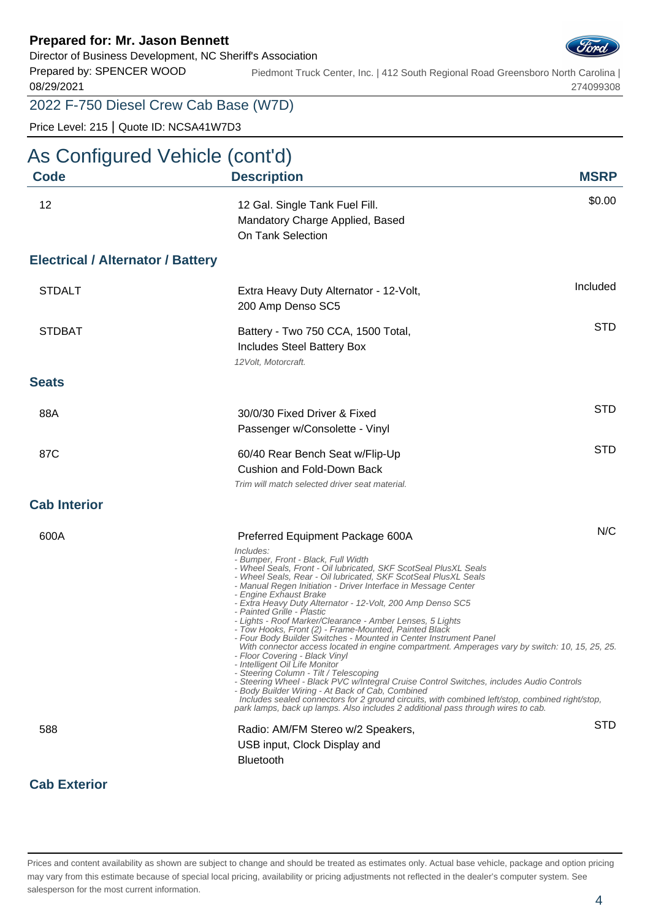**Prepared for: Mr. Jason Bennett**
Director of Business Development, NC Sheriff's Association
Prepared by: SPENCER WOOD
08/29/2021

Piedmont Truck Center, Inc. | 412 South Regional Road Greensboro North Carolina | 274099308

2022 F-750 Diesel Crew Cab Base (W7D)

Price Level: 215 | Quote ID: NCSA41W7D3

# As Configured Vehicle (cont'd)

| Code | Description | MSRP |
|---|---|---|
| 12 | 12 Gal. Single Tank Fuel Fill. Mandatory Charge Applied, Based On Tank Selection | $0.00 |

## Electrical / Alternator / Battery

| Code | Description | MSRP |
|---|---|---|
| STDALT | Extra Heavy Duty Alternator - 12-Volt, 200 Amp Denso SC5 | Included |
| STDBAT | Battery - Two 750 CCA, 1500 Total, Includes Steel Battery Box<br>*12Volt, Motorcraft.* | STD |

## Seats

| Code | Description | MSRP |
|---|---|---|
| 88A | 30/0/30 Fixed Driver & Fixed Passenger w/Consolette - Vinyl | STD |
| 87C | 60/40 Rear Bench Seat w/Flip-Up Cushion and Fold-Down Back<br>*Trim will match selected driver seat material.* | STD |

## Cab Interior

| Code | Description | MSRP |
|---|---|---|
| 600A | Preferred Equipment Package 600A<br>*Includes:*<br>*- Bumper, Front - Black, Full Width*<br>*- Wheel Seals, Front - Oil lubricated, SKF ScotSeal PlusXL Seals*<br>*- Wheel Seals, Rear - Oil lubricated, SKF ScotSeal PlusXL Seals*<br>*- Manual Regen Initiation - Driver Interface in Message Center*<br>*- Engine Exhaust Brake*<br>*- Extra Heavy Duty Alternator - 12-Volt, 200 Amp Denso SC5*<br>*- Painted Grille - Plastic*<br>*- Lights - Roof Marker/Clearance - Amber Lenses, 5 Lights*<br>*- Tow Hooks, Front (2) - Frame-Mounted, Painted Black*<br>*- Four Body Builder Switches - Mounted in Center Instrument Panel*<br>*With connector access located in engine compartment. Amperages vary by switch: 10, 15, 25, 25.*<br>*- Floor Covering - Black Vinyl*<br>*- Intelligent Oil Life Monitor*<br>*- Steering Column - Tilt / Telescoping*<br>*- Steering Wheel - Black PVC w/Integral Cruise Control Switches, includes Audio Controls*<br>*- Body Builder Wiring - At Back of Cab, Combined*<br>*Includes sealed connectors for 2 ground circuits, with combined left/stop, combined right/stop, park lamps, back up lamps. Also includes 2 additional pass through wires to cab.* | N/C |
| 588 | Radio: AM/FM Stereo w/2 Speakers, USB input, Clock Display and Bluetooth | STD |

## Cab Exterior

Prices and content availability as shown are subject to change and should be treated as estimates only. Actual base vehicle, package and option pricing may vary from this estimate because of special local pricing, availability or pricing adjustments not reflected in the dealer's computer system. See salesperson for the most current information.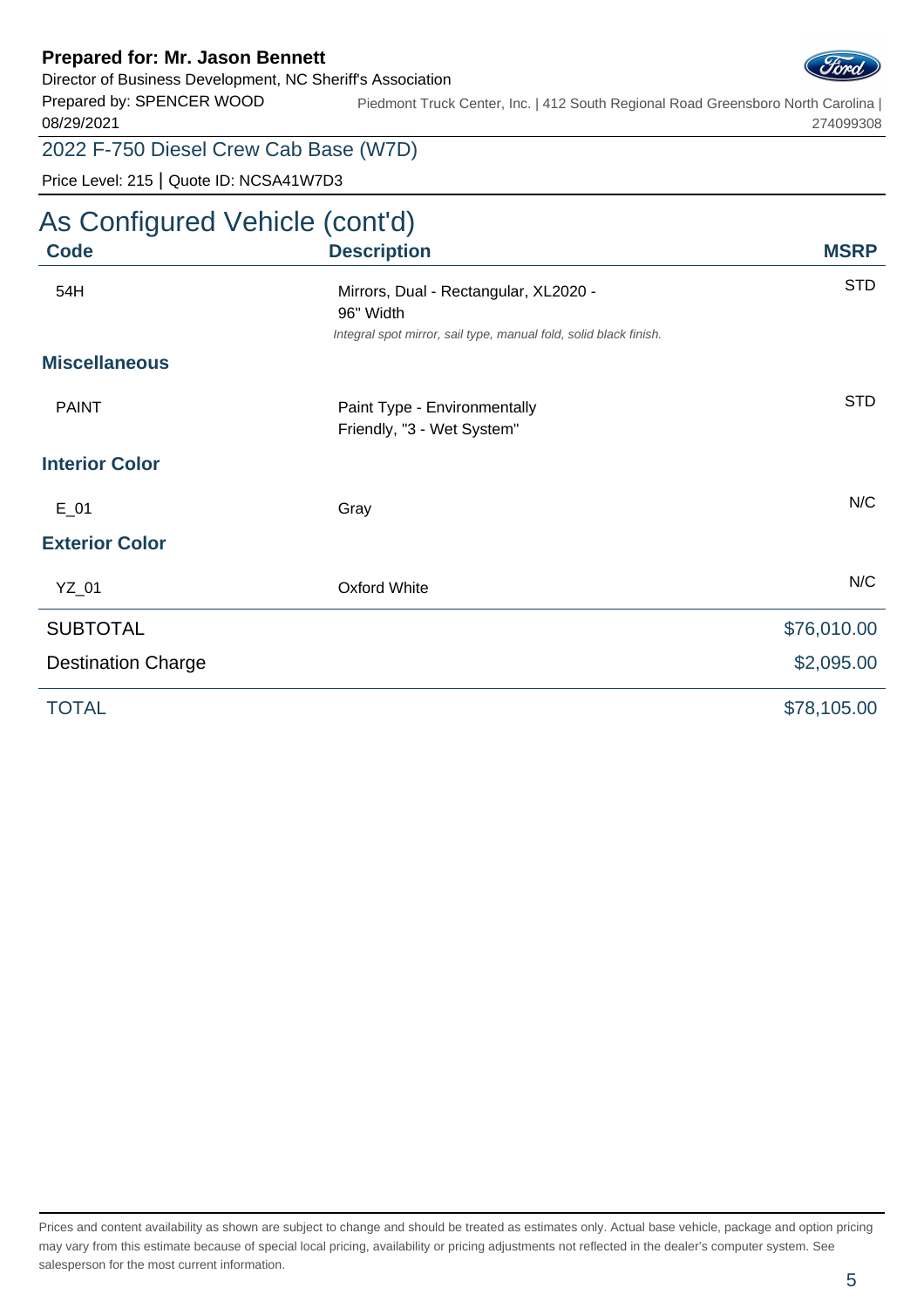**Prepared for: Mr. Jason Bennett**
Director of Business Development, NC Sheriff's Association
Prepared by: SPENCER WOOD
08/29/2021

Piedmont Truck Center, Inc. | 412 South Regional Road Greensboro North Carolina | 274099308

2022 F-750 Diesel Crew Cab Base (W7D)

Price Level: 215 | Quote ID: NCSA41W7D3

## As Configured Vehicle (cont'd)

| Code | Description | MSRP |
|---|---|---|
| 54H | Mirrors, Dual - Rectangular, XL2020 - 96" Width<br>*Integral spot mirror, sail type, manual fold, solid black finish.* | STD |
| **Miscellaneous** | | |
| PAINT | Paint Type - Environmentally Friendly, "3 - Wet System" | STD |
| **Interior Color** | | |
| E_01 | Gray | N/C |
| **Exterior Color** | | |
| YZ_01 | Oxford White | N/C |
| SUBTOTAL | | $76,010.00 |
| Destination Charge | | $2,095.00 |
| TOTAL | | $78,105.00 |

Prices and content availability as shown are subject to change and should be treated as estimates only. Actual base vehicle, package and option pricing may vary from this estimate because of special local pricing, availability or pricing adjustments not reflected in the dealer's computer system. See salesperson for the most current information.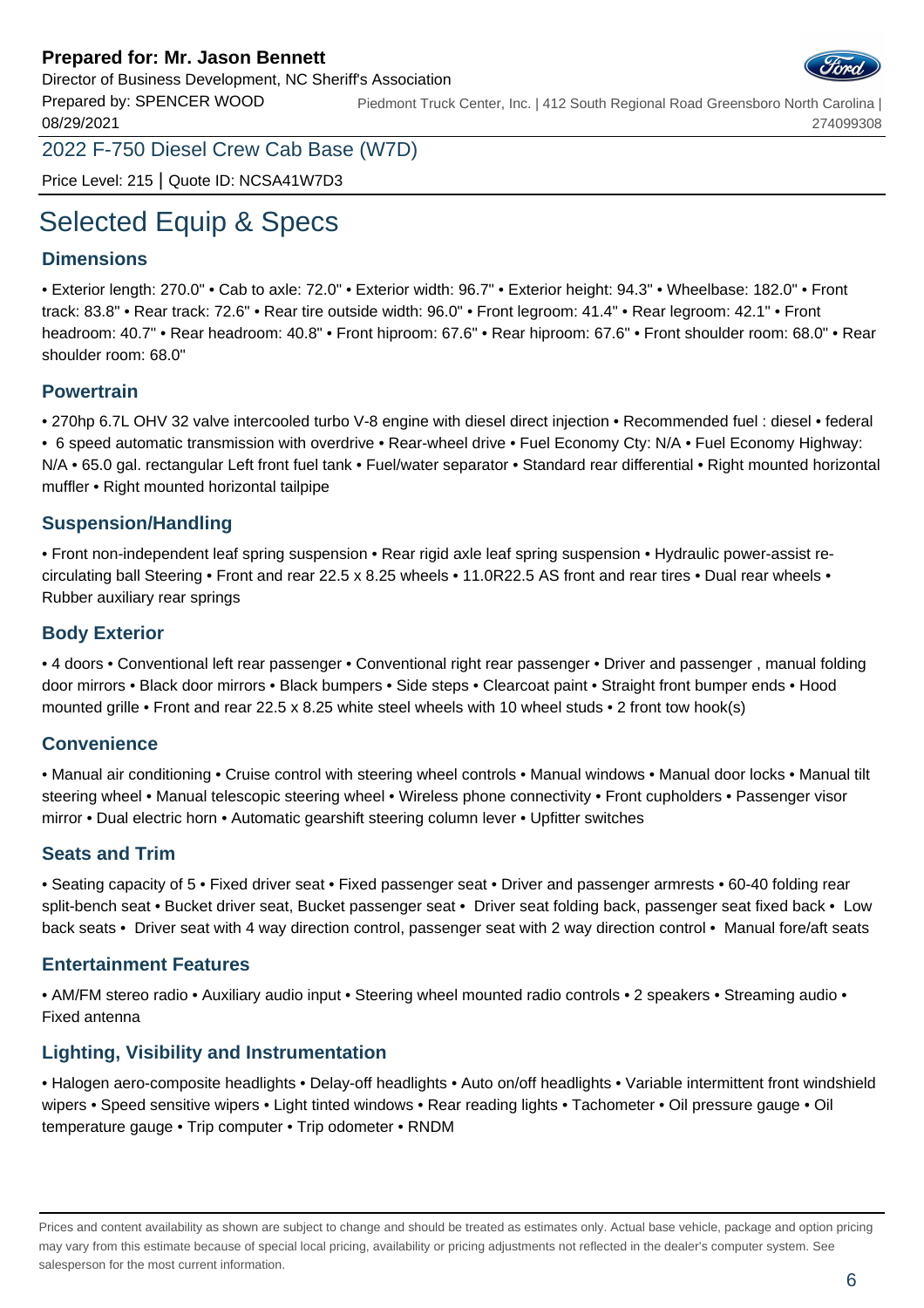**Prepared for: Mr. Jason Bennett**
Director of Business Development, NC Sheriff's Association
Prepared by: SPENCER WOOD
08/29/2021

Piedmont Truck Center, Inc. | 412 South Regional Road Greensboro North Carolina | 274099308

2022 F-750 Diesel Crew Cab Base (W7D)

Price Level: 215 | Quote ID: NCSA41W7D3

# Selected Equip & Specs

## Dimensions

• Exterior length: 270.0" • Cab to axle: 72.0" • Exterior width: 96.7" • Exterior height: 94.3" • Wheelbase: 182.0" • Front track: 83.8" • Rear track: 72.6" • Rear tire outside width: 96.0" • Front legroom: 41.4" • Rear legroom: 42.1" • Front headroom: 40.7" • Rear headroom: 40.8" • Front hiproom: 67.6" • Rear hiproom: 67.6" • Front shoulder room: 68.0" • Rear shoulder room: 68.0"

## Powertrain

• 270hp 6.7L OHV 32 valve intercooled turbo V-8 engine with diesel direct injection • Recommended fuel : diesel • federal • 6 speed automatic transmission with overdrive • Rear-wheel drive • Fuel Economy Cty: N/A • Fuel Economy Highway: N/A • 65.0 gal. rectangular Left front fuel tank • Fuel/water separator • Standard rear differential • Right mounted horizontal muffler • Right mounted horizontal tailpipe

## Suspension/Handling

• Front non-independent leaf spring suspension • Rear rigid axle leaf spring suspension • Hydraulic power-assist re-circulating ball Steering • Front and rear 22.5 x 8.25 wheels • 11.0R22.5 AS front and rear tires • Dual rear wheels • Rubber auxiliary rear springs

## Body Exterior

• 4 doors • Conventional left rear passenger • Conventional right rear passenger • Driver and passenger , manual folding door mirrors • Black door mirrors • Black bumpers • Side steps • Clearcoat paint • Straight front bumper ends • Hood mounted grille • Front and rear 22.5 x 8.25 white steel wheels with 10 wheel studs • 2 front tow hook(s)

## Convenience

• Manual air conditioning • Cruise control with steering wheel controls • Manual windows • Manual door locks • Manual tilt steering wheel • Manual telescopic steering wheel • Wireless phone connectivity • Front cupholders • Passenger visor mirror • Dual electric horn • Automatic gearshift steering column lever • Upfitter switches

## Seats and Trim

• Seating capacity of 5 • Fixed driver seat • Fixed passenger seat • Driver and passenger armrests • 60-40 folding rear split-bench seat • Bucket driver seat, Bucket passenger seat • Driver seat folding back, passenger seat fixed back • Low back seats • Driver seat with 4 way direction control, passenger seat with 2 way direction control • Manual fore/aft seats

## Entertainment Features

• AM/FM stereo radio • Auxiliary audio input • Steering wheel mounted radio controls • 2 speakers • Streaming audio • Fixed antenna

## Lighting, Visibility and Instrumentation

• Halogen aero-composite headlights • Delay-off headlights • Auto on/off headlights • Variable intermittent front windshield wipers • Speed sensitive wipers • Light tinted windows • Rear reading lights • Tachometer • Oil pressure gauge • Oil temperature gauge • Trip computer • Trip odometer • RNDM

Prices and content availability as shown are subject to change and should be treated as estimates only. Actual base vehicle, package and option pricing may vary from this estimate because of special local pricing, availability or pricing adjustments not reflected in the dealer's computer system. See salesperson for the most current information.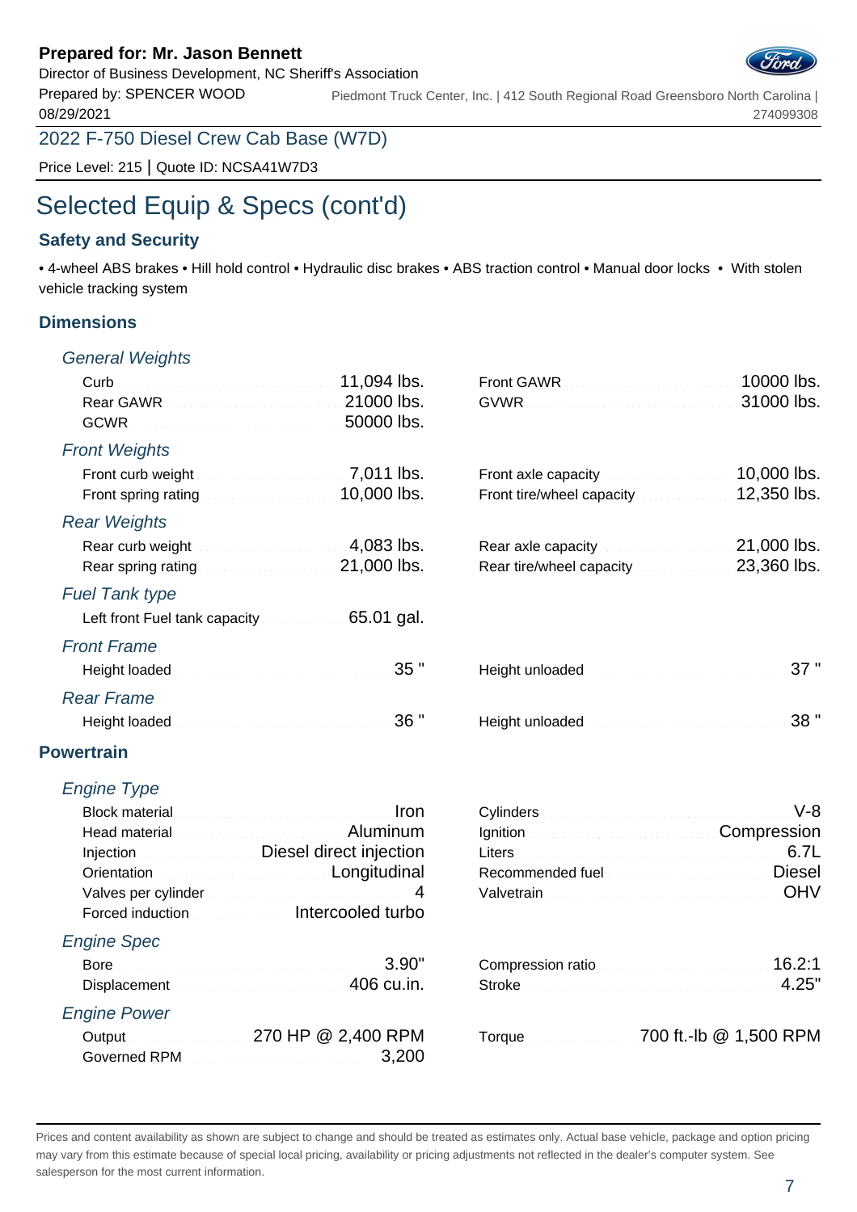**Prepared for: Mr. Jason Bennett**
Director of Business Development, NC Sheriff's Association
Prepared by: SPENCER WOOD
08/29/2021

Piedmont Truck Center, Inc. | 412 South Regional Road Greensboro North Carolina | 274099308

2022 F-750 Diesel Crew Cab Base (W7D)

Price Level: 215 | Quote ID: NCSA41W7D3

# Selected Equip & Specs (cont'd)

## Safety and Security

• 4-wheel ABS brakes • Hill hold control • Hydraulic disc brakes • ABS traction control • Manual door locks • With stolen vehicle tracking system

## Dimensions

### General Weights

| | | | |
|---|---|---|---|
| Curb | 11,094 lbs. | Front GAWR | 10000 lbs. |
| Rear GAWR | 21000 lbs. | GVWR | 31000 lbs. |
| GCWR | 50000 lbs. | | |

### Front Weights

| | | | |
|---|---|---|---|
| Front curb weight | 7,011 lbs. | Front axle capacity | 10,000 lbs. |
| Front spring rating | 10,000 lbs. | Front tire/wheel capacity | 12,350 lbs. |

### Rear Weights

| | | | |
|---|---|---|---|
| Rear curb weight | 4,083 lbs. | Rear axle capacity | 21,000 lbs. |
| Rear spring rating | 21,000 lbs. | Rear tire/wheel capacity | 23,360 lbs. |

### Fuel Tank type

| | |
|---|---|
| Left front Fuel tank capacity | 65.01 gal. |

### Front Frame

| | | | |
|---|---|---|---|
| Height loaded | 35 " | Height unloaded | 37 " |

### Rear Frame

| | | | |
|---|---|---|---|
| Height loaded | 36 " | Height unloaded | 38 " |

## Powertrain

### Engine Type

| | | | |
|---|---|---|---|
| Block material | Iron | Cylinders | V-8 |
| Head material | Aluminum | Ignition | Compression |
| Injection | Diesel direct injection | Liters | 6.7L |
| Orientation | Longitudinal | Recommended fuel | Diesel |
| Valves per cylinder | 4 | Valvetrain | OHV |
| Forced induction | Intercooled turbo | | |

### Engine Spec

| | | | |
|---|---|---|---|
| Bore | 3.90" | Compression ratio | 16.2:1 |
| Displacement | 406 cu.in. | Stroke | 4.25" |

### Engine Power

| | | | |
|---|---|---|---|
| Output | 270 HP @ 2,400 RPM | Torque | 700 ft.-lb @ 1,500 RPM |
| Governed RPM | 3,200 | | |

Prices and content availability as shown are subject to change and should be treated as estimates only. Actual base vehicle, package and option pricing may vary from this estimate because of special local pricing, availability or pricing adjustments not reflected in the dealer's computer system. See salesperson for the most current information.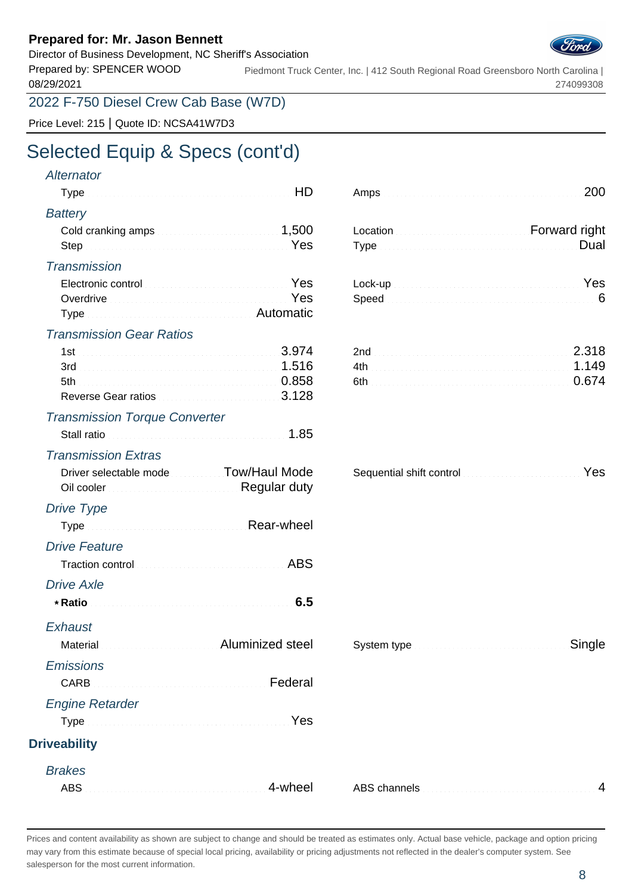**Prepared for: Mr. Jason Bennett**
Director of Business Development, NC Sheriff's Association
Prepared by: SPENCER WOOD
08/29/2021

Piedmont Truck Center, Inc. | 412 South Regional Road Greensboro North Carolina | 274099308

2022 F-750 Diesel Crew Cab Base (W7D)

Price Level: 215 | Quote ID: NCSA41W7D3

# Selected Equip & Specs (cont'd)

### *Alternator*

| | | | |
|---|---|---|---|
| Type | HD | Amps | 200 |

### *Battery*

| | | | |
|---|---|---|---|
| Cold cranking amps | 1,500 | Location | Forward right |
| Step | Yes | Type | Dual |

### *Transmission*

| | | | |
|---|---|---|---|
| Electronic control | Yes | Lock-up | Yes |
| Overdrive | Yes | Speed | 6 |
| Type | Automatic | | |

### *Transmission Gear Ratios*

| | | | |
|---|---|---|---|
| 1st | 3.974 | 2nd | 2.318 |
| 3rd | 1.516 | 4th | 1.149 |
| 5th | 0.858 | 6th | 0.674 |
| Reverse Gear ratios | 3.128 | | |

### *Transmission Torque Converter*

| | |
|---|---|
| Stall ratio | 1.85 |

### *Transmission Extras*

| | | | |
|---|---|---|---|
| Driver selectable mode | Tow/Haul Mode | Sequential shift control | Yes |
| Oil cooler | Regular duty | | |

### *Drive Type*

| | |
|---|---|
| Type | Rear-wheel |

### *Drive Feature*

| | |
|---|---|
| Traction control | ABS |

### *Drive Axle*

| | |
|---|---|
| * **Ratio** | **6.5** |

### *Exhaust*

| | | | |
|---|---|---|---|
| Material | Aluminized steel | System type | Single |

### *Emissions*

| | |
|---|---|
| CARB | Federal |

### *Engine Retarder*

| | |
|---|---|
| Type | Yes |

## Driveability

### *Brakes*

| | | | |
|---|---|---|---|
| ABS | 4-wheel | ABS channels | 4 |

Prices and content availability as shown are subject to change and should be treated as estimates only. Actual base vehicle, package and option pricing may vary from this estimate because of special local pricing, availability or pricing adjustments not reflected in the dealer's computer system. See salesperson for the most current information.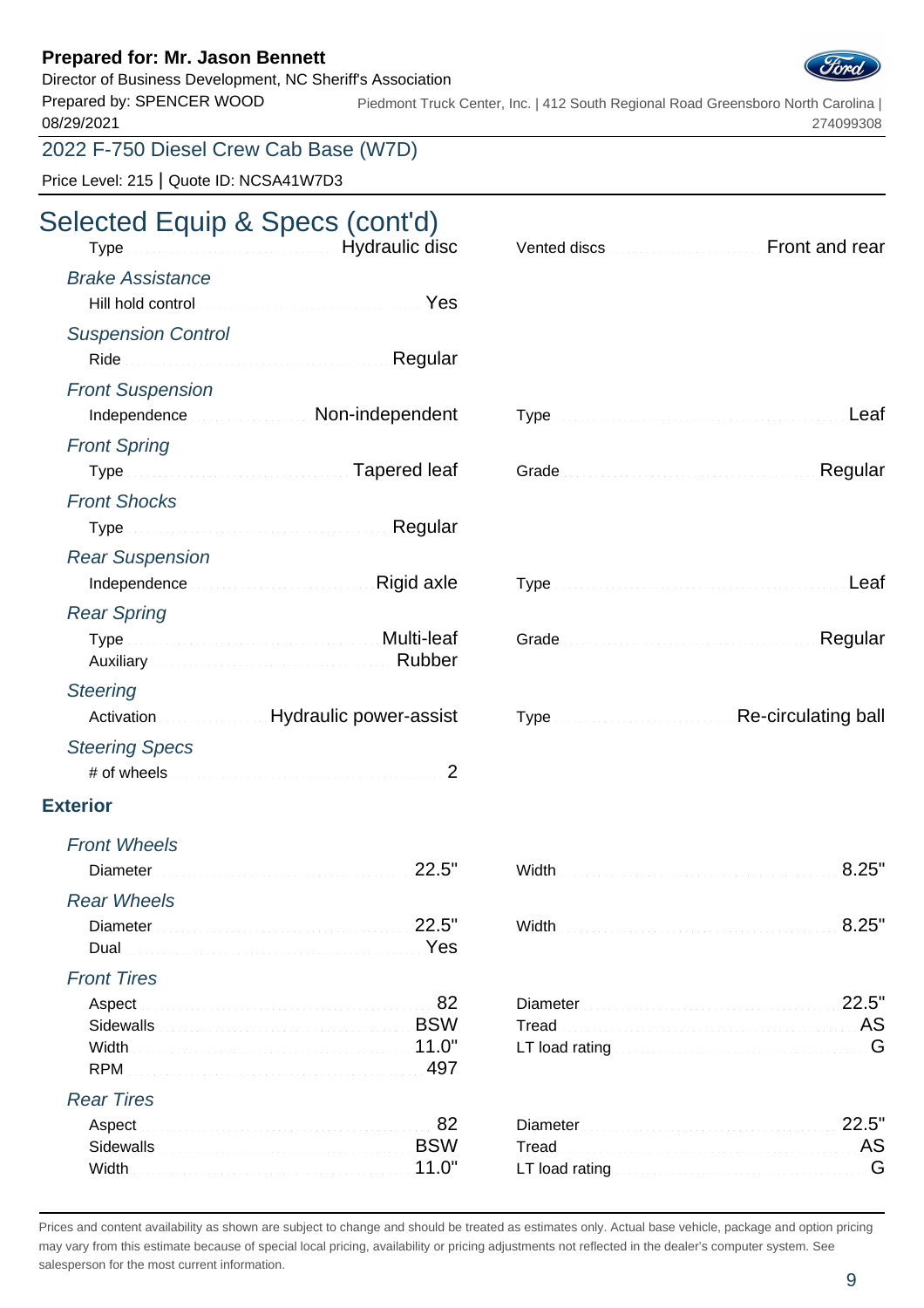**Prepared for: Mr. Jason Bennett**
Director of Business Development, NC Sheriff's Association
Prepared by: SPENCER WOOD
08/29/2021

Piedmont Truck Center, Inc. | 412 South Regional Road Greensboro North Carolina | 274099308

2022 F-750 Diesel Crew Cab Base (W7D)

Price Level: 215 | Quote ID: NCSA41W7D3

# Selected Equip & Specs (cont'd)

Type: Hydraulic disc
Vented discs: Front and rear

*Brake Assistance*
Hill hold control: Yes

*Suspension Control*
Ride: Regular

*Front Suspension*
Independence: Non-independent
Type: Leaf

*Front Spring*
Type: Tapered leaf
Grade: Regular

*Front Shocks*
Type: Regular

*Rear Suspension*
Independence: Rigid axle
Type: Leaf

*Rear Spring*
Type: Multi-leaf
Auxiliary: Rubber
Grade: Regular

*Steering*
Activation: Hydraulic power-assist
Type: Re-circulating ball

*Steering Specs*
# of wheels: 2

## Exterior

*Front Wheels*
Diameter: 22.5"
Width: 8.25"

*Rear Wheels*
Diameter: 22.5"
Dual: Yes
Width: 8.25"

*Front Tires*
Aspect: 82
Sidewalls: BSW
Width: 11.0"
RPM: 497
Diameter: 22.5"
Tread: AS
LT load rating: G

*Rear Tires*
Aspect: 82
Sidewalls: BSW
Width: 11.0"
Diameter: 22.5"
Tread: AS
LT load rating: G

Prices and content availability as shown are subject to change and should be treated as estimates only. Actual base vehicle, package and option pricing may vary from this estimate because of special local pricing, availability or pricing adjustments not reflected in the dealer's computer system. See salesperson for the most current information.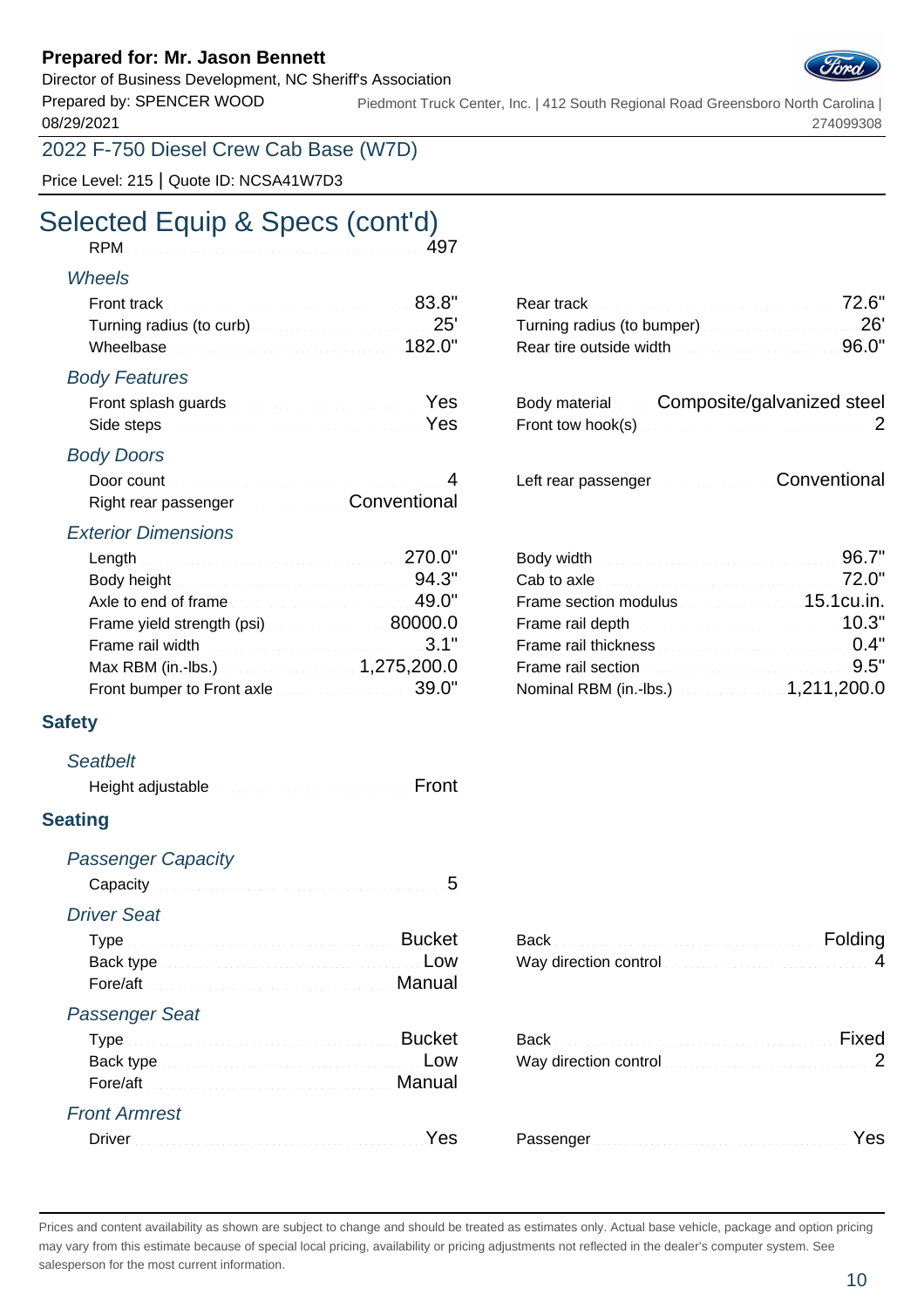# Selected Equip & Specs (cont'd)

RPM ........ 497

### *Wheels*

| | | | |
|---|---|---|---|
| Front track | 83.8" | Rear track | 72.6" |
| Turning radius (to curb) | 25' | Turning radius (to bumper) | 26' |
| Wheelbase | 182.0" | Rear tire outside width | 96.0" |

### *Body Features*

| | | | |
|---|---|---|---|
| Front splash guards | Yes | Body material | Composite/galvanized steel |
| Side steps | Yes | Front tow hook(s) | 2 |

### *Body Doors*

| | | | |
|---|---|---|---|
| Door count | 4 | Left rear passenger | Conventional |
| Right rear passenger | Conventional | | |

### *Exterior Dimensions*

| | | | |
|---|---|---|---|
| Length | 270.0" | Body width | 96.7" |
| Body height | 94.3" | Cab to axle | 72.0" |
| Axle to end of frame | 49.0" | Frame section modulus | 15.1cu.in. |
| Frame yield strength (psi) | 80000.0 | Frame rail depth | 10.3" |
| Frame rail width | 3.1" | Frame rail thickness | 0.4" |
| Max RBM (in.-lbs.) | 1,275,200.0 | Frame rail section | 9.5" |
| Front bumper to Front axle | 39.0" | Nominal RBM (in.-lbs.) | 1,211,200.0 |

## Safety

### *Seatbelt*

Height adjustable ........ Front

## Seating

### *Passenger Capacity*

Capacity ........ 5

### *Driver Seat*

| | | | |
|---|---|---|---|
| Type | Bucket | Back | Folding |
| Back type | Low | Way direction control | 4 |
| Fore/aft | Manual | | |

### *Passenger Seat*

| | | | |
|---|---|---|---|
| Type | Bucket | Back | Fixed |
| Back type | Low | Way direction control | 2 |
| Fore/aft | Manual | | |

### *Front Armrest*

| | | | |
|---|---|---|---|
| Driver | Yes | Passenger | Yes |

Prices and content availability as shown are subject to change and should be treated as estimates only. Actual base vehicle, package and option pricing may vary from this estimate because of special local pricing, availability or pricing adjustments not reflected in the dealer's computer system. See salesperson for the most current information.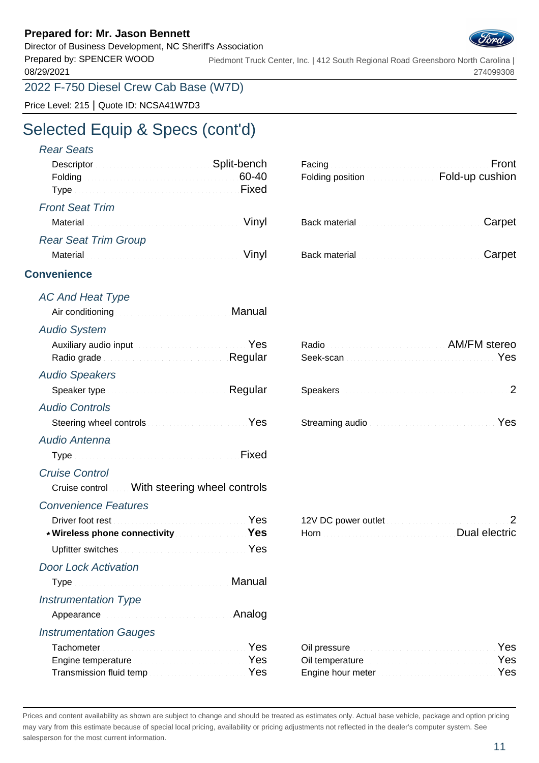**Prepared for: Mr. Jason Bennett**
Director of Business Development, NC Sheriff's Association
Prepared by: SPENCER WOOD
08/29/2021

Piedmont Truck Center, Inc. | 412 South Regional Road Greensboro North Carolina | 274099308

2022 F-750 Diesel Crew Cab Base (W7D)

Price Level: 215 | Quote ID: NCSA41W7D3

# Selected Equip & Specs (cont'd)

### *Rear Seats*

| | | | |
|---|---|---|---|
| Descriptor | Split-bench | Facing | Front |
| Folding | 60-40 | Folding position | Fold-up cushion |
| Type | Fixed | | |

### *Front Seat Trim*

| | | | |
|---|---|---|---|
| Material | Vinyl | Back material | Carpet |

### *Rear Seat Trim Group*

| | | | |
|---|---|---|---|
| Material | Vinyl | Back material | Carpet |

## Convenience

### *AC And Heat Type*

| | |
|---|---|
| Air conditioning | Manual |

### *Audio System*

| | | | |
|---|---|---|---|
| Auxiliary audio input | Yes | Radio | AM/FM stereo |
| Radio grade | Regular | Seek-scan | Yes |

### *Audio Speakers*

| | | | |
|---|---|---|---|
| Speaker type | Regular | Speakers | 2 |

### *Audio Controls*

| | | | |
|---|---|---|---|
| Steering wheel controls | Yes | Streaming audio | Yes |

### *Audio Antenna*

| | |
|---|---|
| Type | Fixed |

### *Cruise Control*

| | |
|---|---|
| Cruise control | With steering wheel controls |

### *Convenience Features*

| | | | |
|---|---|---|---|
| Driver foot rest | Yes | 12V DC power outlet | 2 |
| * **Wireless phone connectivity** | **Yes** | Horn | Dual electric |
| Upfitter switches | Yes | | |

### *Door Lock Activation*

| | |
|---|---|
| Type | Manual |

### *Instrumentation Type*

| | |
|---|---|
| Appearance | Analog |

### *Instrumentation Gauges*

| | | | |
|---|---|---|---|
| Tachometer | Yes | Oil pressure | Yes |
| Engine temperature | Yes | Oil temperature | Yes |
| Transmission fluid temp | Yes | Engine hour meter | Yes |

Prices and content availability as shown are subject to change and should be treated as estimates only. Actual base vehicle, package and option pricing may vary from this estimate because of special local pricing, availability or pricing adjustments not reflected in the dealer's computer system. See salesperson for the most current information.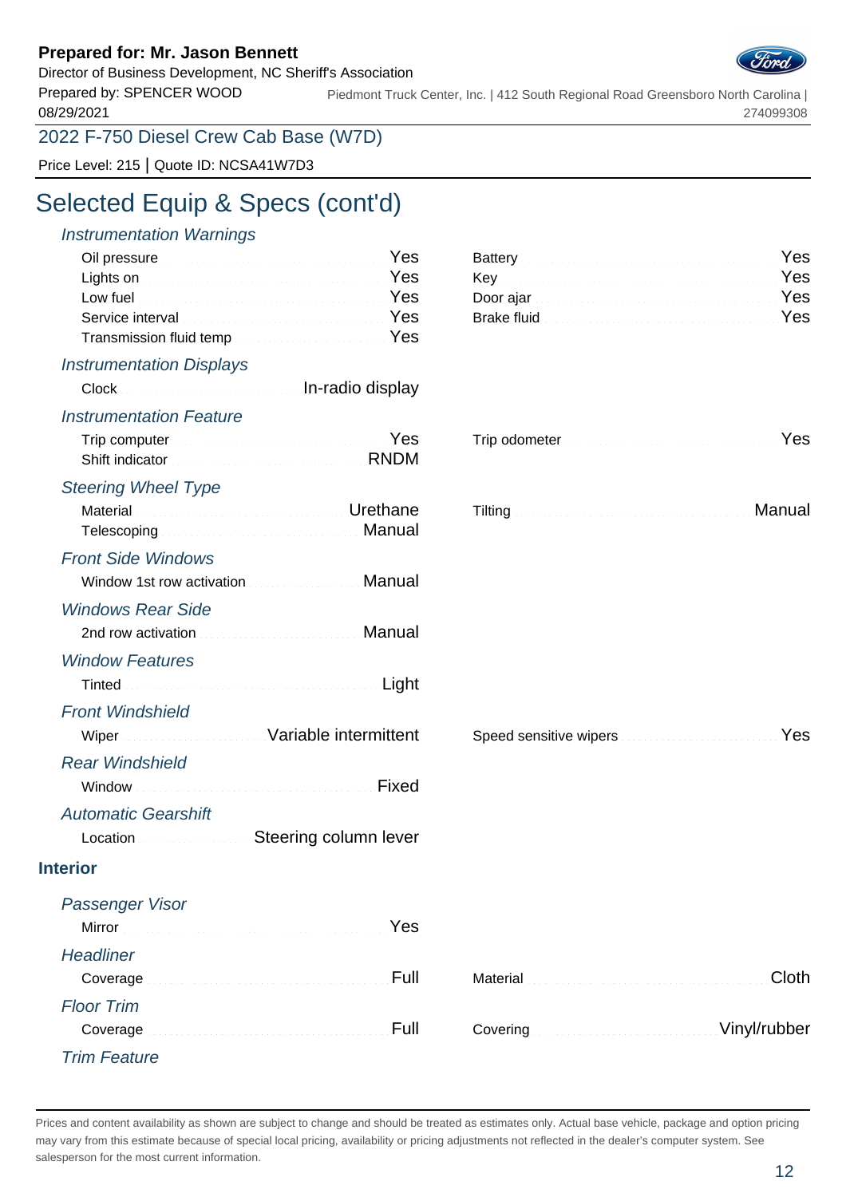**Prepared for: Mr. Jason Bennett**
Director of Business Development, NC Sheriff's Association
Prepared by: SPENCER WOOD
08/29/2021

Piedmont Truck Center, Inc. | 412 South Regional Road Greensboro North Carolina | 274099308

2022 F-750 Diesel Crew Cab Base (W7D)

Price Level: 215 | Quote ID: NCSA41W7D3

# Selected Equip & Specs (cont'd)

### *Instrumentation Warnings*

| | | | |
|---|---|---|---|
| Oil pressure | Yes | Battery | Yes |
| Lights on | Yes | Key | Yes |
| Low fuel | Yes | Door ajar | Yes |
| Service interval | Yes | Brake fluid | Yes |
| Transmission fluid temp | Yes | | |

### *Instrumentation Displays*

| | |
|---|---|
| Clock | In-radio display |

### *Instrumentation Feature*

| | | | |
|---|---|---|---|
| Trip computer | Yes | Trip odometer | Yes |
| Shift indicator | RNDM | | |

### *Steering Wheel Type*

| | | | |
|---|---|---|---|
| Material | Urethane | Tilting | Manual |
| Telescoping | Manual | | |

### *Front Side Windows*

| | |
|---|---|
| Window 1st row activation | Manual |

### *Windows Rear Side*

| | |
|---|---|
| 2nd row activation | Manual |

### *Window Features*

| | |
|---|---|
| Tinted | Light |

### *Front Windshield*

| | | | |
|---|---|---|---|
| Wiper | Variable intermittent | Speed sensitive wipers | Yes |

### *Rear Windshield*

| | |
|---|---|
| Window | Fixed |

### *Automatic Gearshift*

| | |
|---|---|
| Location | Steering column lever |

## Interior

### *Passenger Visor*

| | |
|---|---|
| Mirror | Yes |

### *Headliner*

| | | | |
|---|---|---|---|
| Coverage | Full | Material | Cloth |

### *Floor Trim*

| | | | |
|---|---|---|---|
| Coverage | Full | Covering | Vinyl/rubber |

### *Trim Feature*

Prices and content availability as shown are subject to change and should be treated as estimates only. Actual base vehicle, package and option pricing may vary from this estimate because of special local pricing, availability or pricing adjustments not reflected in the dealer's computer system. See salesperson for the most current information.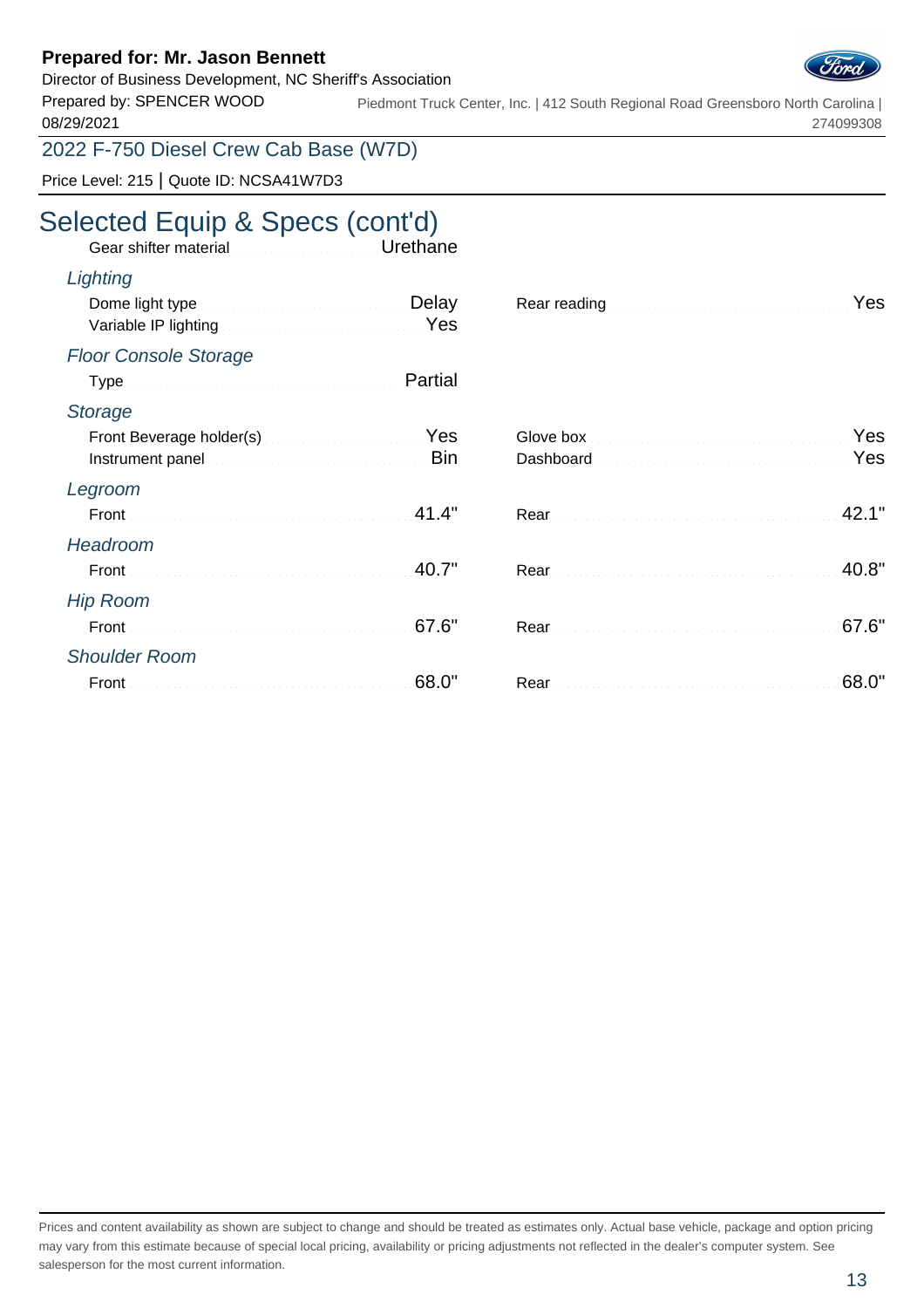## Selected Equip & Specs (cont'd)

Gear shifter material: Urethane

### Lighting

| | | | |
|---|---|---|---|
| Dome light type | Delay | Rear reading | Yes |
| Variable IP lighting | Yes | | |

### Floor Console Storage

| | |
|---|---|
| Type | Partial |

### Storage

| | | | |
|---|---|---|---|
| Front Beverage holder(s) | Yes | Glove box | Yes |
| Instrument panel | Bin | Dashboard | Yes |

### Legroom

| | | | |
|---|---|---|---|
| Front | 41.4" | Rear | 42.1" |

### Headroom

| | | | |
|---|---|---|---|
| Front | 40.7" | Rear | 40.8" |

### Hip Room

| | | | |
|---|---|---|---|
| Front | 67.6" | Rear | 67.6" |

### Shoulder Room

| | | | |
|---|---|---|---|
| Front | 68.0" | Rear | 68.0" |